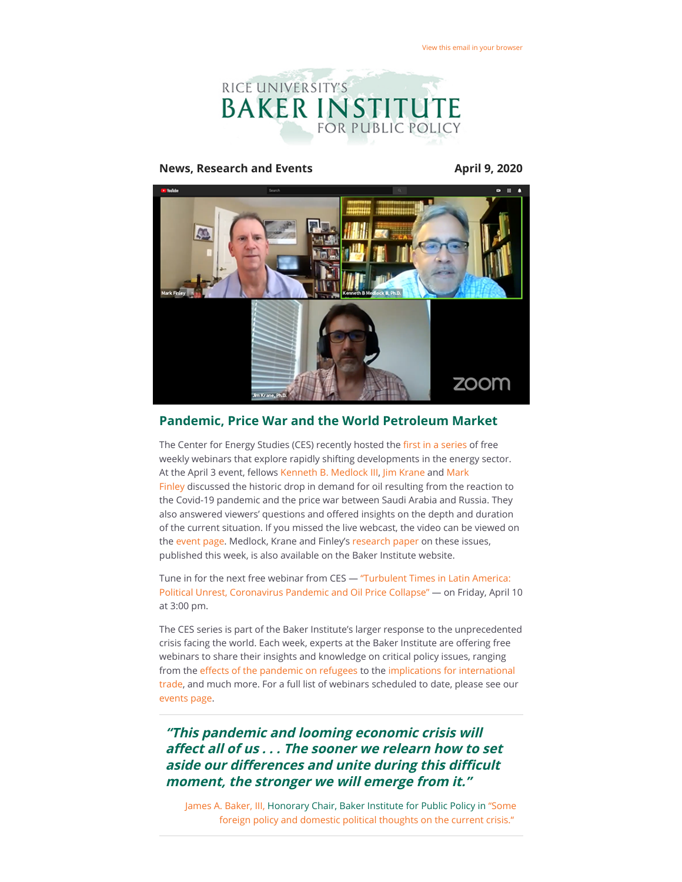View this email in your browser

RICE UNIVERSITY'S BAKER INSTITUTE FOR PUBLIC POLICY

**News, Research and Events** **April 9, 2020**

## Pandemic, Price War and the World Petroleum Market

The Center for Energy Studies (CES) recently hosted the first in a series of free weekly webinars that explore rapidly shifting developments in the energy sector. At the April 3 event, fellows Kenneth B. Medlock III, Jim Krane and Mark Finley discussed the historic drop in demand for oil resulting from the reaction to the Covid-19 pandemic and the price war between Saudi Arabia and Russia. They also answered viewers' questions and offered insights on the depth and duration of the current situation. If you missed the live webcast, the video can be viewed on the event page. Medlock, Krane and Finley's research paper on these issues, published this week, is also available on the Baker Institute website.

Tune in for the next free webinar from CES — "Turbulent Times in Latin America: Political Unrest, Coronavirus Pandemic and Oil Price Collapse" — on Friday, April 10 at 3:00 pm.

The CES series is part of the Baker Institute's larger response to the unprecedented crisis facing the world. Each week, experts at the Baker Institute are offering free webinars to share their insights and knowledge on critical policy issues, ranging from the effects of the pandemic on refugees to the implications for international trade, and much more. For a full list of webinars scheduled to date, please see our events page.

---

***"This pandemic and looming economic crisis will affect all of us . . . The sooner we relearn how to set aside our differences and unite during this difficult moment, the stronger we will emerge from it."***

James A. Baker, III, Honorary Chair, Baker Institute for Public Policy in "Some foreign policy and domestic political thoughts on the current crisis."

---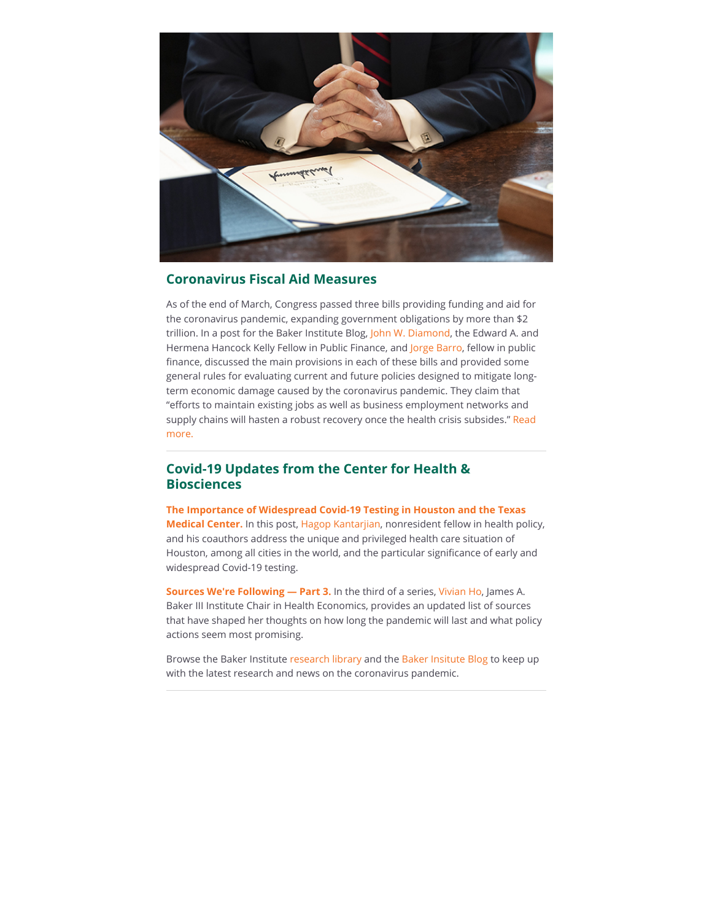## Coronavirus Fiscal Aid Measures

As of the end of March, Congress passed three bills providing funding and aid for the coronavirus pandemic, expanding government obligations by more than $2 trillion. In a post for the Baker Institute Blog, John W. Diamond, the Edward A. and Hermena Hancock Kelly Fellow in Public Finance, and Jorge Barro, fellow in public finance, discussed the main provisions in each of these bills and provided some general rules for evaluating current and future policies designed to mitigate long-term economic damage caused by the coronavirus pandemic. They claim that "efforts to maintain existing jobs as well as business employment networks and supply chains will hasten a robust recovery once the health crisis subsides." Read more.

---

## Covid-19 Updates from the Center for Health & Biosciences

**The Importance of Widespread Covid-19 Testing in Houston and the Texas Medical Center.** In this post, Hagop Kantarjian, nonresident fellow in health policy, and his coauthors address the unique and privileged health care situation of Houston, among all cities in the world, and the particular significance of early and widespread Covid-19 testing.

**Sources We're Following — Part 3.** In the third of a series, Vivian Ho, James A. Baker III Institute Chair in Health Economics, provides an updated list of sources that have shaped her thoughts on how long the pandemic will last and what policy actions seem most promising.

Browse the Baker Institute research library and the Baker Insitute Blog to keep up with the latest research and news on the coronavirus pandemic.

---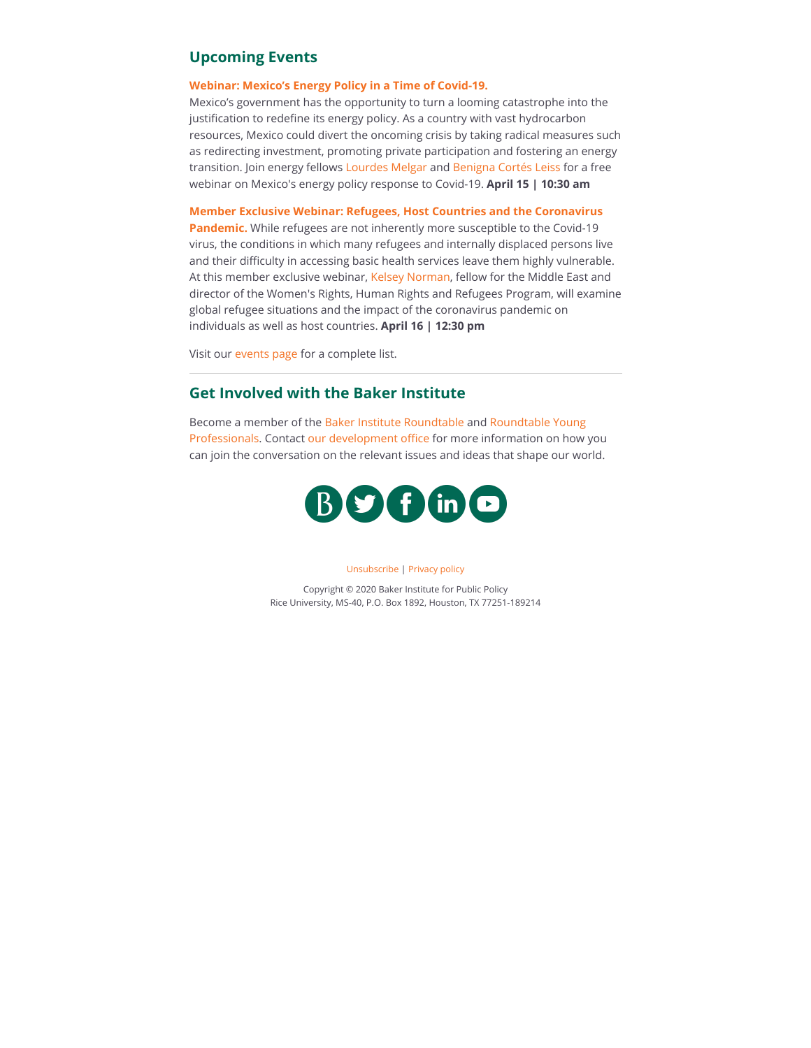## Upcoming Events

**Webinar: Mexico's Energy Policy in a Time of Covid-19.**
Mexico's government has the opportunity to turn a looming catastrophe into the justification to redefine its energy policy. As a country with vast hydrocarbon resources, Mexico could divert the oncoming crisis by taking radical measures such as redirecting investment, promoting private participation and fostering an energy transition. Join energy fellows Lourdes Melgar and Benigna Cortés Leiss for a free webinar on Mexico's energy policy response to Covid-19. **April 15 | 10:30 am**

**Member Exclusive Webinar: Refugees, Host Countries and the Coronavirus Pandemic.** While refugees are not inherently more susceptible to the Covid-19 virus, the conditions in which many refugees and internally displaced persons live and their difficulty in accessing basic health services leave them highly vulnerable. At this member exclusive webinar, Kelsey Norman, fellow for the Middle East and director of the Women's Rights, Human Rights and Refugees Program, will examine global refugee situations and the impact of the coronavirus pandemic on individuals as well as host countries. **April 16 | 12:30 pm**

Visit our events page for a complete list.

---

## Get Involved with the Baker Institute

Become a member of the Baker Institute Roundtable and Roundtable Young Professionals. Contact our development office for more information on how you can join the conversation on the relevant issues and ideas that shape our world.

Unsubscribe | Privacy policy

Copyright © 2020 Baker Institute for Public Policy
Rice University, MS-40, P.O. Box 1892, Houston, TX 77251-189214